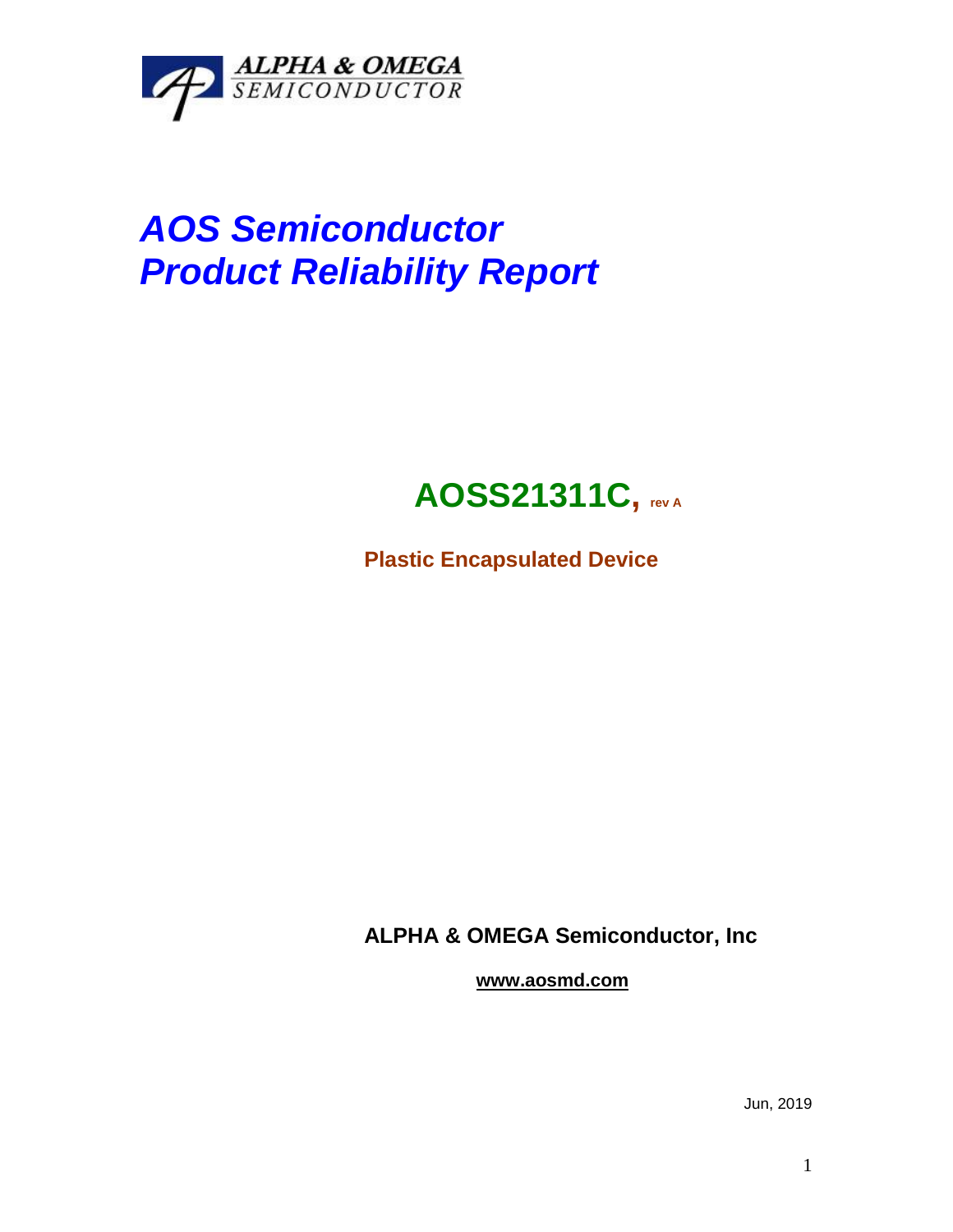ALPHA & OMEGA
SEMICONDUCTOR

# *AOS Semiconductor*
# *Product Reliability Report*

## AOSS21311C, rev A

**Plastic Encapsulated Device**

**ALPHA & OMEGA Semiconductor, Inc**

**www.aosmd.com**

Jun, 2019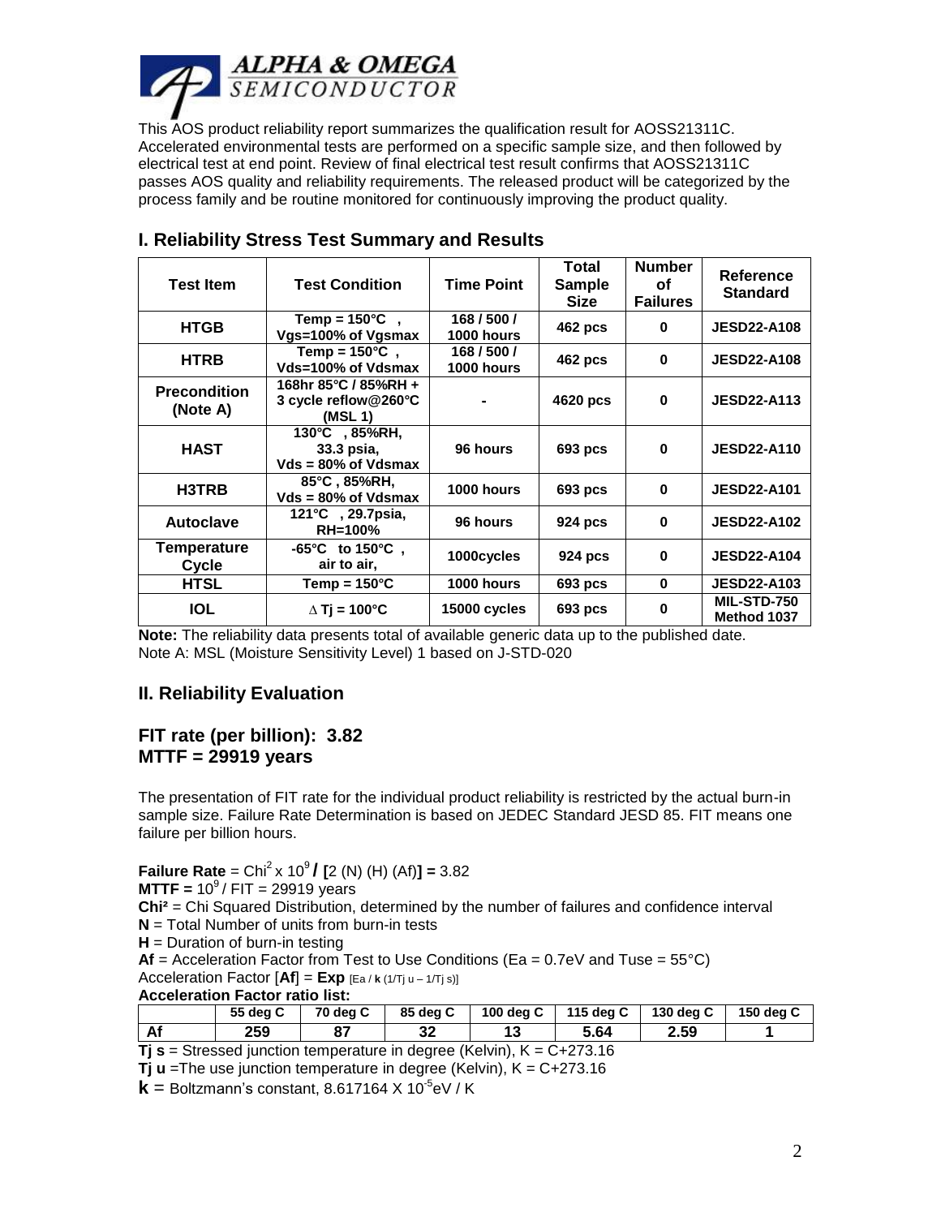This AOS product reliability report summarizes the qualification result for AOSS21311C. Accelerated environmental tests are performed on a specific sample size, and then followed by electrical test at end point. Review of final electrical test result confirms that AOSS21311C passes AOS quality and reliability requirements. The released product will be categorized by the process family and be routine monitored for continuously improving the product quality.

## I. Reliability Stress Test Summary and Results

| Test Item | Test Condition | Time Point | Total Sample Size | Number of Failures | Reference Standard |
|---|---|---|---|---|---|
| HTGB | Temp = 150°C , Vgs=100% of Vgsmax | 168 / 500 / 1000 hours | 462 pcs | 0 | JESD22-A108 |
| HTRB | Temp = 150°C , Vds=100% of Vdsmax | 168 / 500 / 1000 hours | 462 pcs | 0 | JESD22-A108 |
| Precondition (Note A) | 168hr 85°C / 85%RH + 3 cycle reflow@260°C (MSL 1) | - | 4620 pcs | 0 | JESD22-A113 |
| HAST | 130°C , 85%RH, 33.3 psia, Vds = 80% of Vdsmax | 96 hours | 693 pcs | 0 | JESD22-A110 |
| H3TRB | 85°C , 85%RH, Vds = 80% of Vdsmax | 1000 hours | 693 pcs | 0 | JESD22-A101 |
| Autoclave | 121°C , 29.7psia, RH=100% | 96 hours | 924 pcs | 0 | JESD22-A102 |
| Temperature Cycle | -65°C to 150°C , air to air, | 1000cycles | 924 pcs | 0 | JESD22-A104 |
| HTSL | Temp = 150°C | 1000 hours | 693 pcs | 0 | JESD22-A103 |
| IOL | $\Delta$ Tj = 100°C | 15000 cycles | 693 pcs | 0 | MIL-STD-750 Method 1037 |

**Note:** The reliability data presents total of available generic data up to the published date.
Note A: MSL (Moisture Sensitivity Level) 1 based on J-STD-020

## II. Reliability Evaluation

### FIT rate (per billion): 3.82
### MTTF = 29919 years

The presentation of FIT rate for the individual product reliability is restricted by the actual burn-in sample size. Failure Rate Determination is based on JEDEC Standard JESD 85. FIT means one failure per billion hours.

**Failure Rate** = $Chi^2 \times 10^9$ **/ [**2 (N) (H) (Af)**] =** 3.82

**MTTF =** $10^9$ / FIT = 29919 years

**Chi²** = Chi Squared Distribution, determined by the number of failures and confidence interval

**N** = Total Number of units from burn-in tests

**H** = Duration of burn-in testing

**Af** = Acceleration Factor from Test to Use Conditions (Ea = 0.7eV and Tuse = 55°C)

Acceleration Factor [**Af**] = **Exp** [Ea / **k** (1/Tj u – 1/Tj s)]

**Acceleration Factor ratio list:**

| | 55 deg C | 70 deg C | 85 deg C | 100 deg C | 115 deg C | 130 deg C | 150 deg C |
|---|---|---|---|---|---|---|---|
| Af | 259 | 87 | 32 | 13 | 5.64 | 2.59 | 1 |

**Tj s** = Stressed junction temperature in degree (Kelvin), K = C+273.16

**Tj u** =The use junction temperature in degree (Kelvin), K = C+273.16

**k** = Boltzmann's constant, 8.617164 X $10^{-5}$eV / K